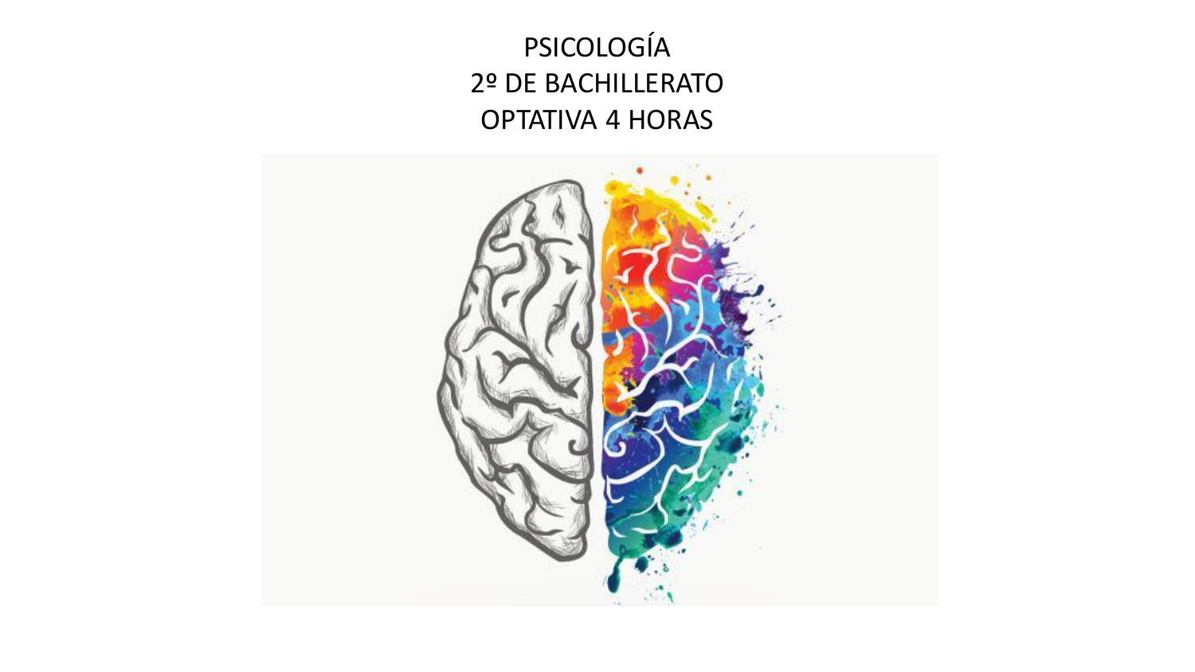# PSICOLOGÍA
# 2º DE BACHILLERATO
# OPTATIVA 4 HORAS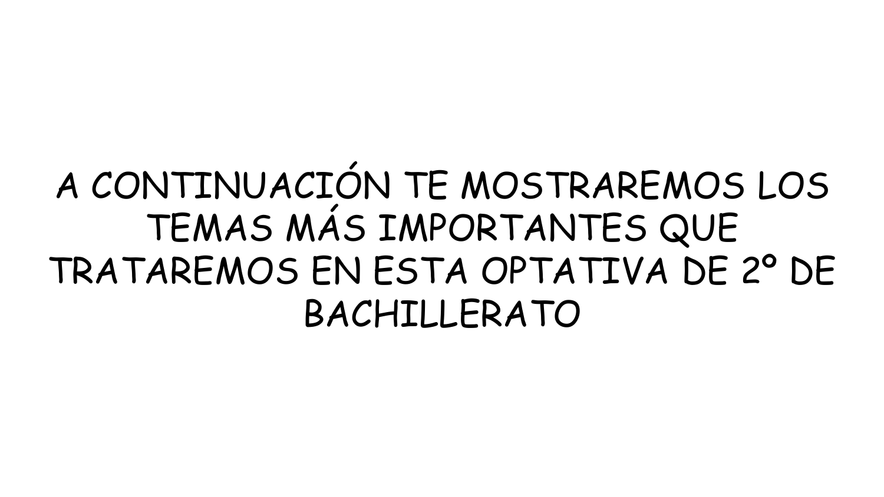A CONTINUACIÓN TE MOSTRAREMOS LOS TEMAS MÁS IMPORTANTES QUE TRATAREMOS EN ESTA OPTATIVA DE 2º DE BACHILLERATO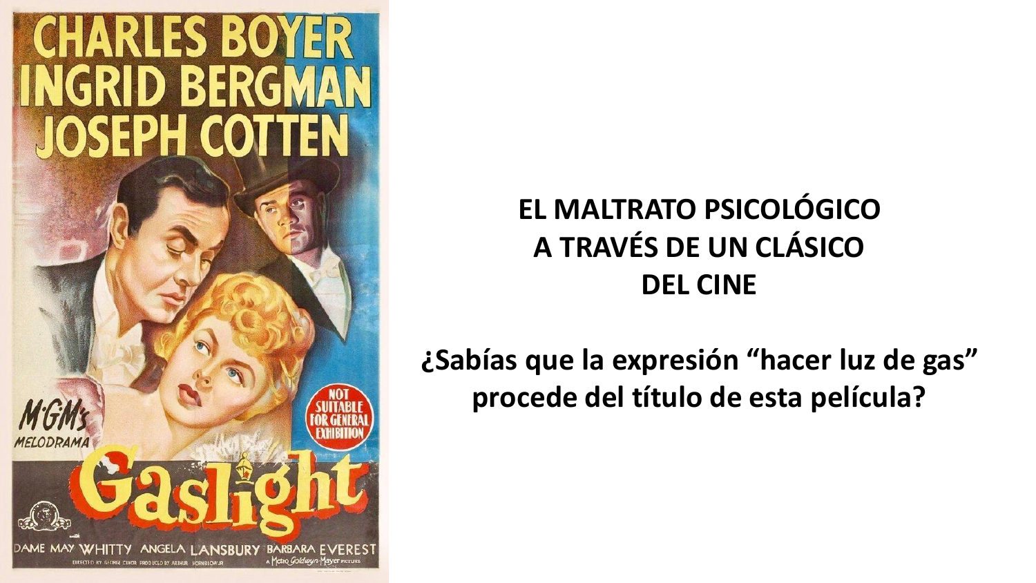CHARLES BOYER
INGRID BERGMAN
JOSEPH COTTEN

M·G·M's
MELODRAMA

NOT SUITABLE FOR GENERAL EXHIBITION

Gaslight

DAME MAY WHITTY ANGELA LANSBURY BARBARA EVEREST

DIRECTED BY GEORGE CUKOR PRODUCED BY ARTHUR HORNBLOW JR

A Metro Goldwyn Mayer PICTURE

**EL MALTRATO PSICOLÓGICO
A TRAVÉS DE UN CLÁSICO
DEL CINE**

**¿Sabías que la expresión “hacer luz de gas” procede del título de esta película?**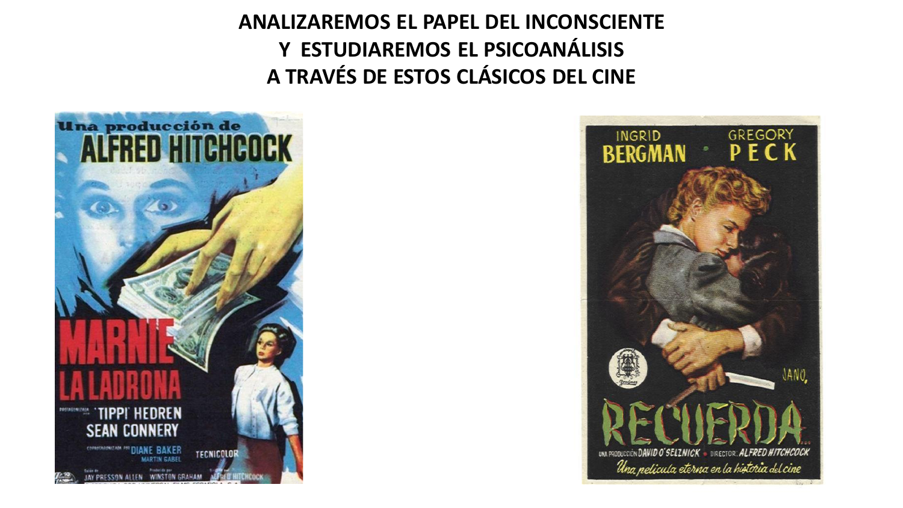**ANALIZAREMOS EL PAPEL DEL INCONSCIENTE**
**Y ESTUDIAREMOS EL PSICOANÁLISIS**
**A TRAVÉS DE ESTOS CLÁSICOS DEL CINE**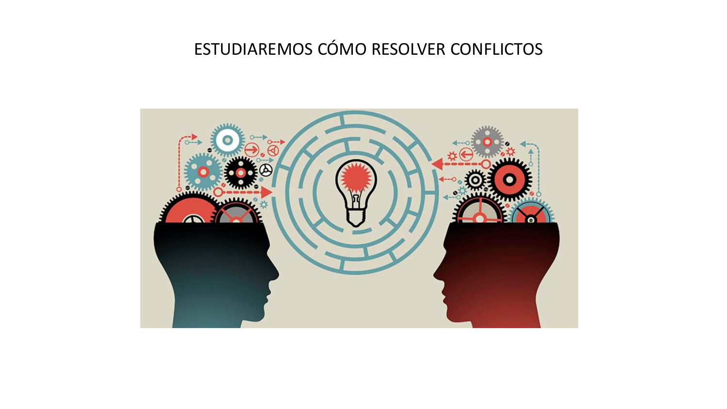# ESTUDIAREMOS CÓMO RESOLVER CONFLICTOS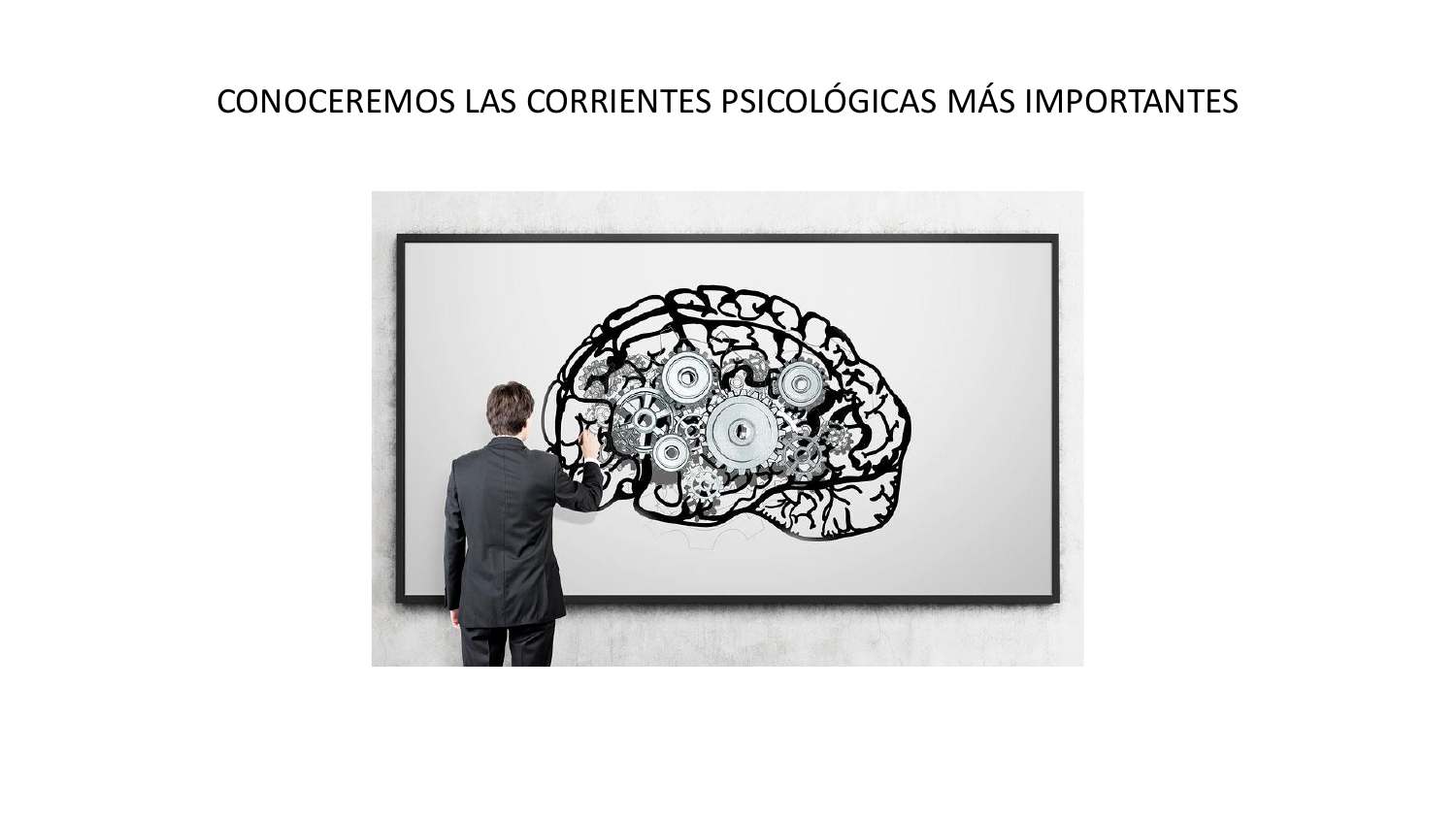# CONOCEREMOS LAS CORRIENTES PSICOLÓGICAS MÁS IMPORTANTES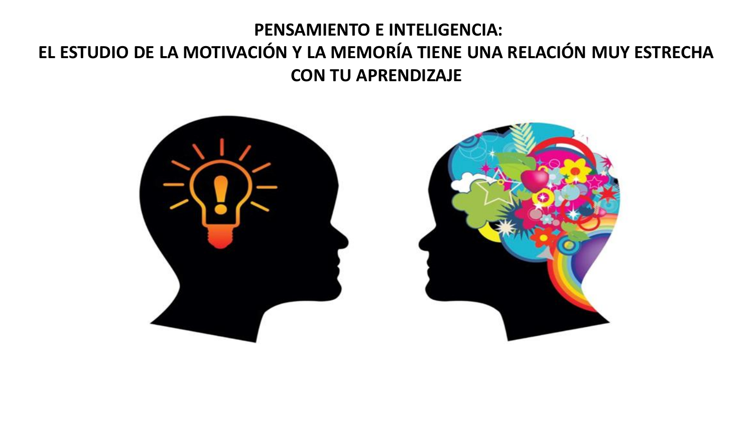**PENSAMIENTO E INTELIGENCIA:**
**EL ESTUDIO DE LA MOTIVACIÓN Y LA MEMORÍA TIENE UNA RELACIÓN MUY ESTRECHA CON TU APRENDIZAJE**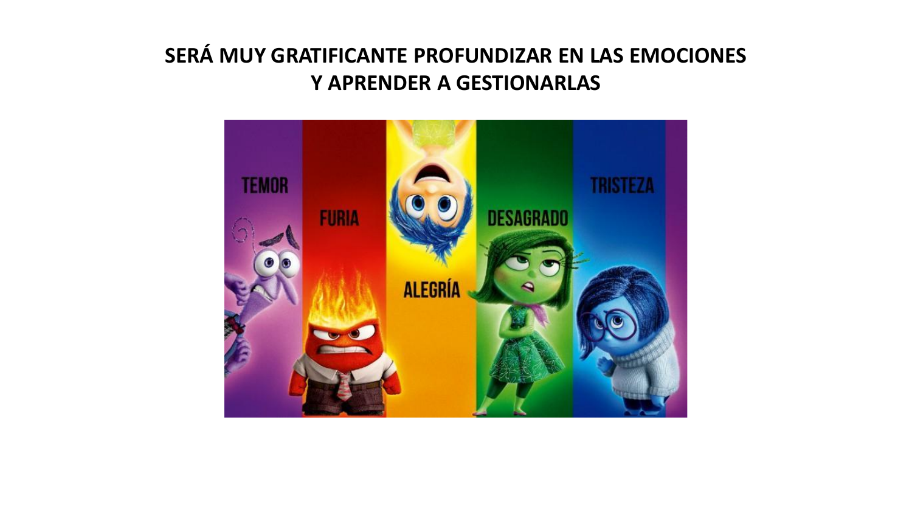**SERÁ MUY GRATIFICANTE PROFUNDIZAR EN LAS EMOCIONES Y APRENDER A GESTIONARLAS**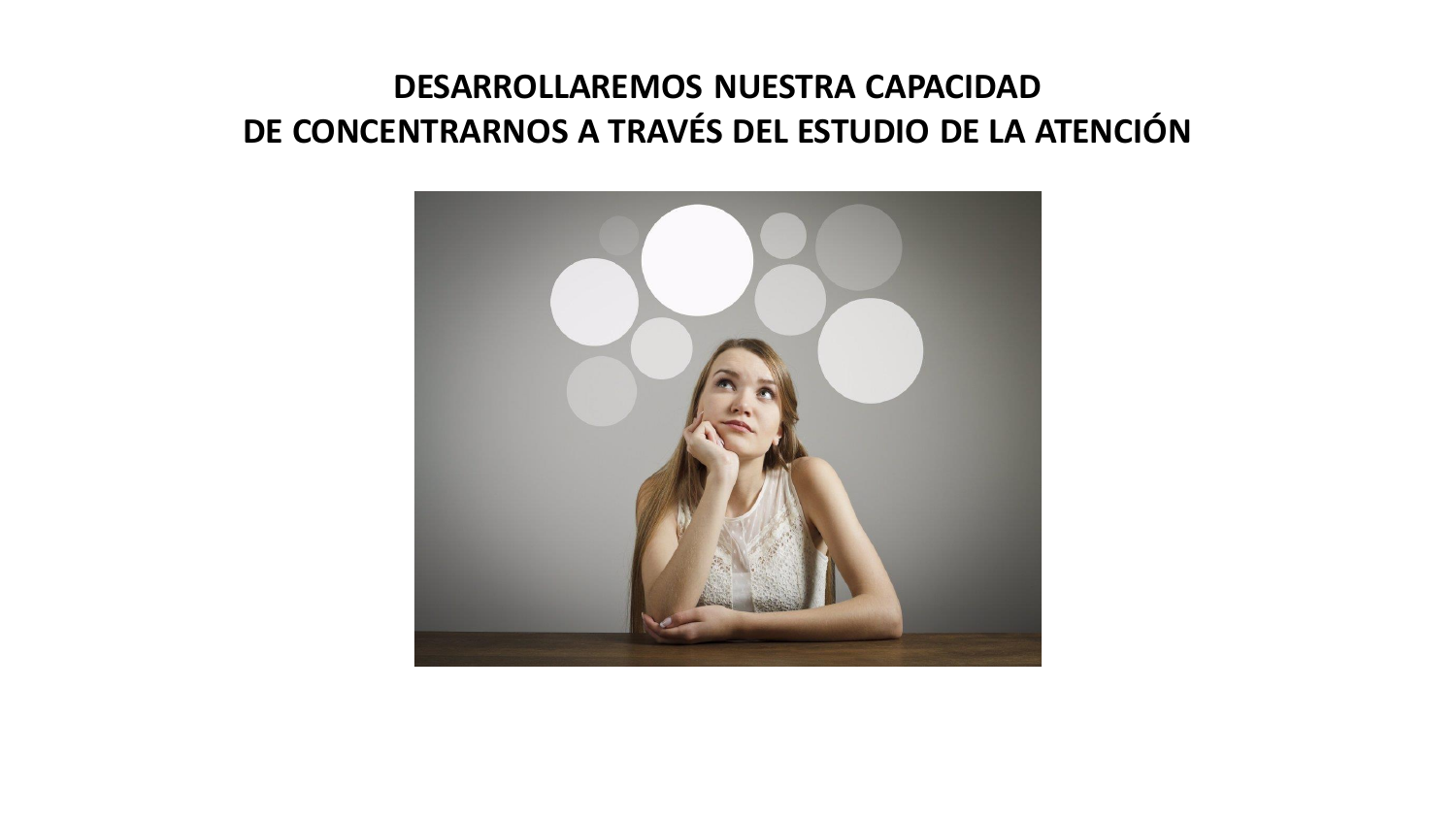**DESARROLLAREMOS NUESTRA CAPACIDAD DE CONCENTRARNOS A TRAVÉS DEL ESTUDIO DE LA ATENCIÓN**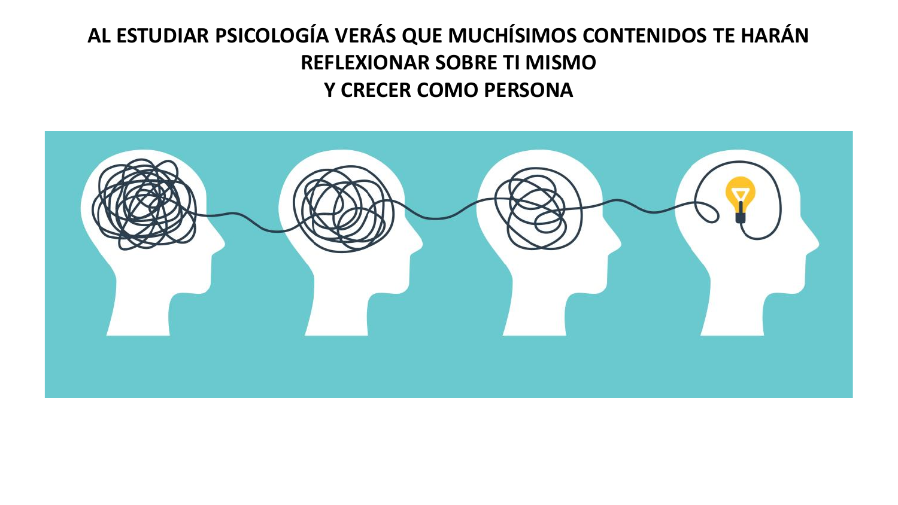**AL ESTUDIAR PSICOLOGÍA VERÁS QUE MUCHÍSIMOS CONTENIDOS TE HARÁN REFLEXIONAR SOBRE TI MISMO Y CRECER COMO PERSONA**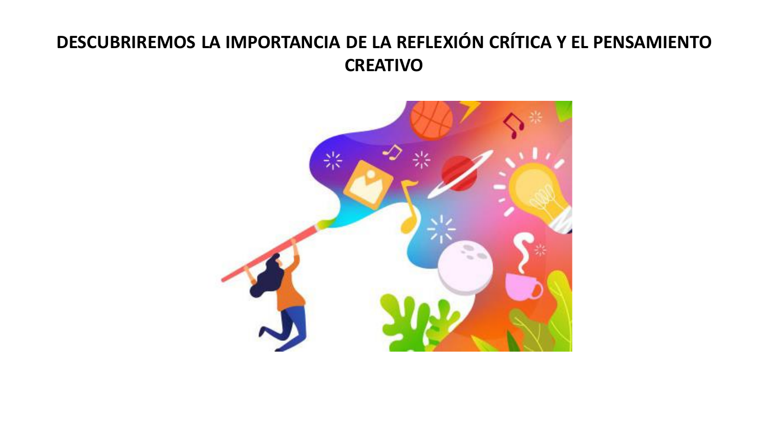# DESCUBRIREMOS LA IMPORTANCIA DE LA REFLEXIÓN CRÍTICA Y EL PENSAMIENTO CREATIVO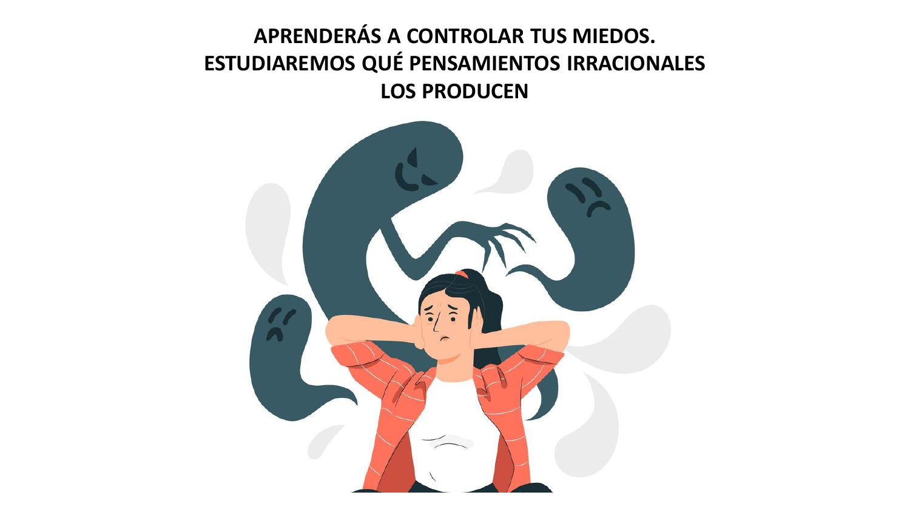**APRENDERÁS A CONTROLAR TUS MIEDOS. ESTUDIAREMOS QUÉ PENSAMIENTOS IRRACIONALES LOS PRODUCEN**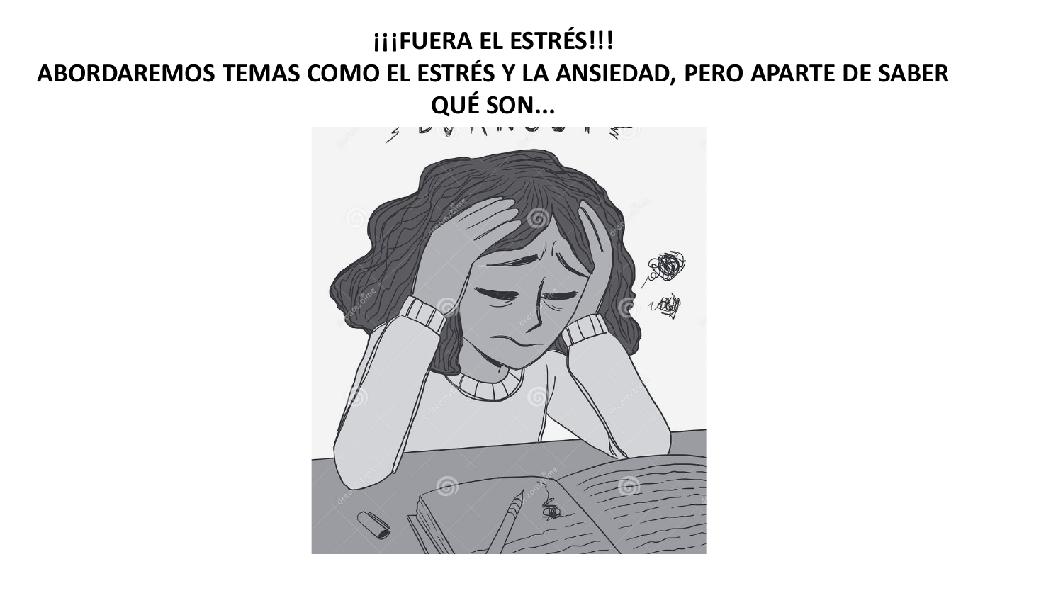**¡¡¡FUERA EL ESTRÉS!!!**

**ABORDAREMOS TEMAS COMO EL ESTRÉS Y LA ANSIEDAD, PERO APARTE DE SABER QUÉ SON...**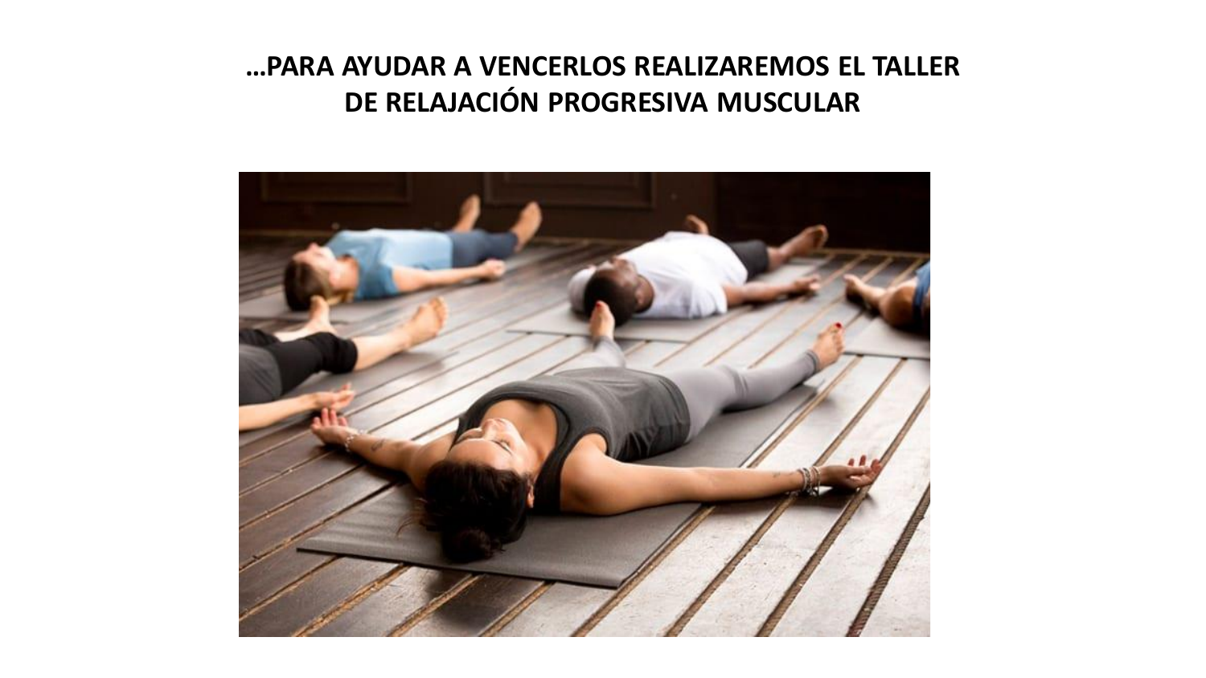**…PARA AYUDAR A VENCERLOS REALIZAREMOS EL TALLER DE RELAJACIÓN PROGRESIVA MUSCULAR**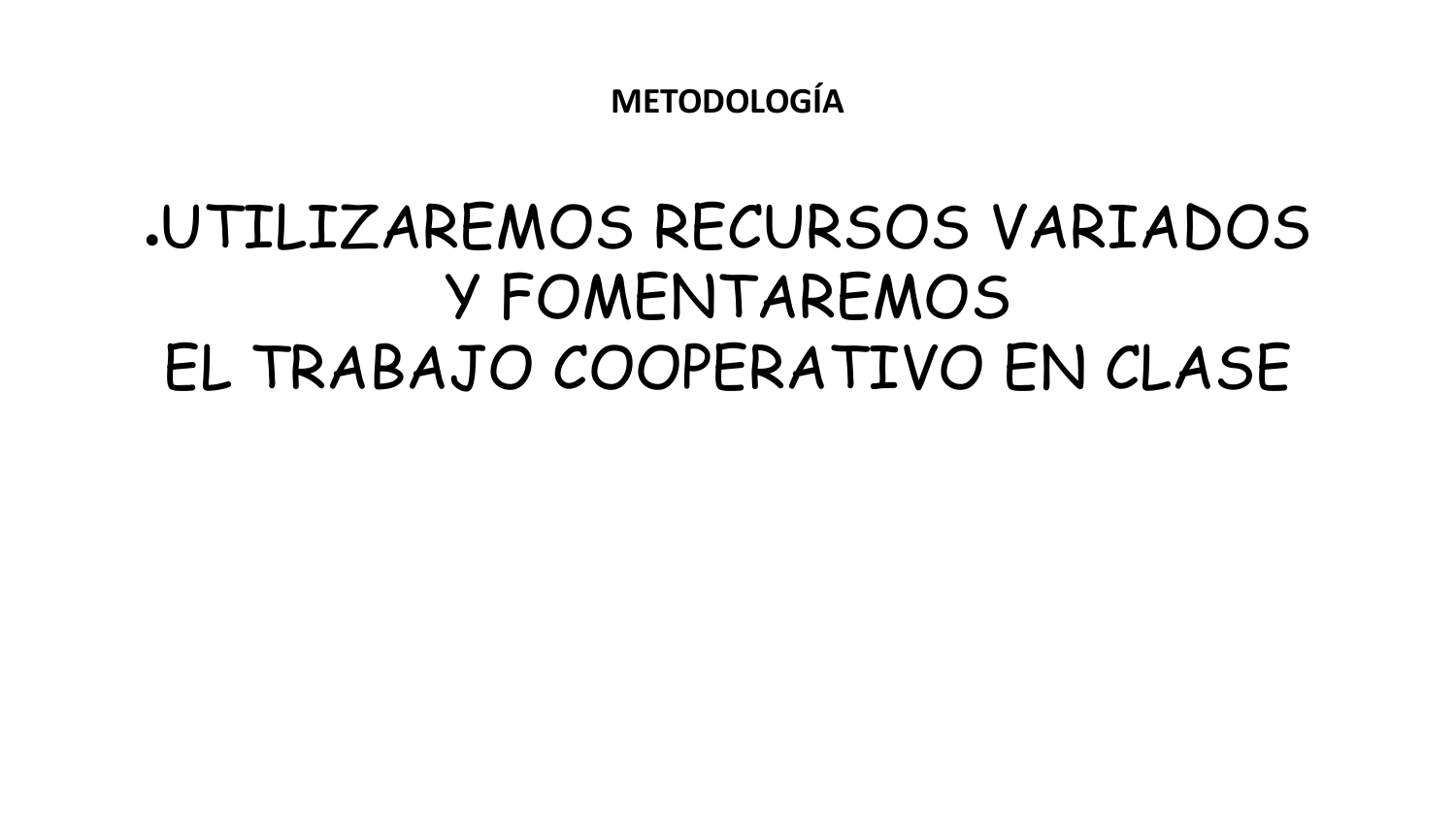# METODOLOGÍA

- UTILIZAREMOS RECURSOS VARIADOS Y FOMENTAREMOS EL TRABAJO COOPERATIVO EN CLASE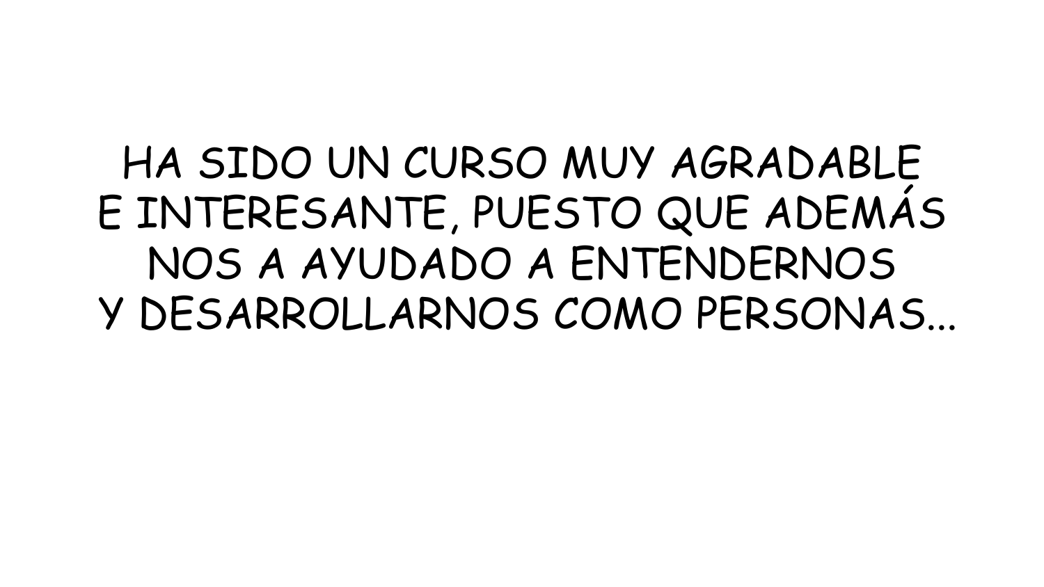HA SIDO UN CURSO MUY AGRADABLE
E INTERESANTE, PUESTO QUE ADEMÁS
NOS A AYUDADO A ENTENDERNOS
Y DESARROLLARNOS COMO PERSONAS...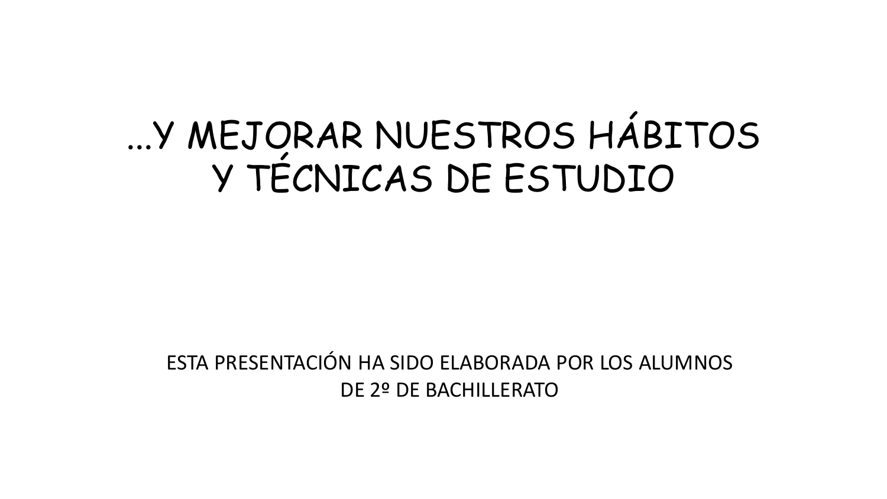# ...Y MEJORAR NUESTROS HÁBITOS Y TÉCNICAS DE ESTUDIO

ESTA PRESENTACIÓN HA SIDO ELABORADA POR LOS ALUMNOS DE 2º DE BACHILLERATO